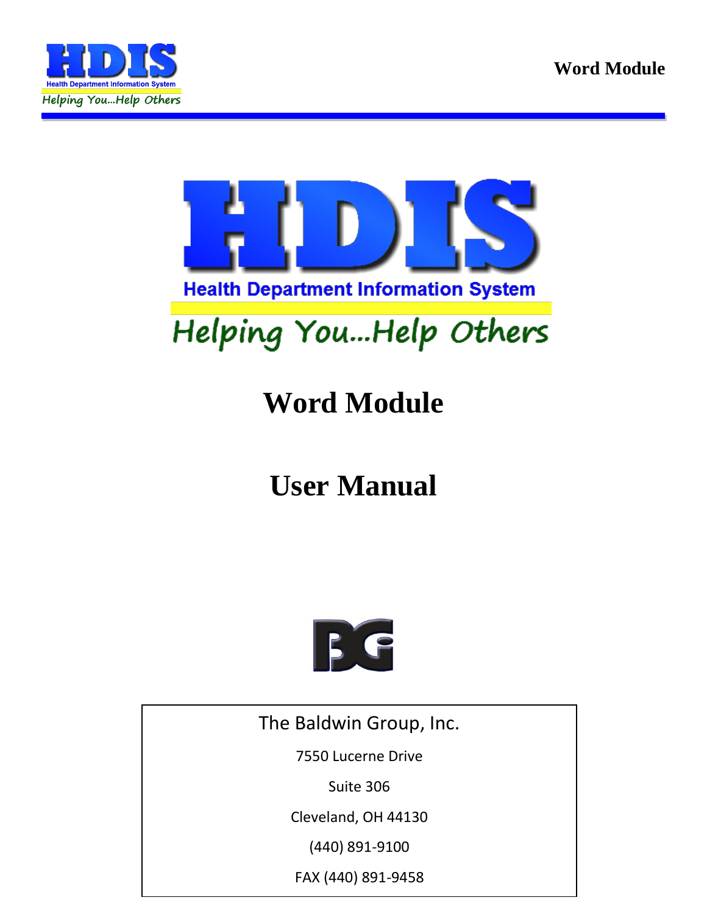# HDIS

**Health Department Information System**

*Helping You...Help Others*

# Word Module

# User Manual

The Baldwin Group, Inc.

7550 Lucerne Drive

Suite 306

Cleveland, OH 44130

(440) 891-9100

FAX (440) 891-9458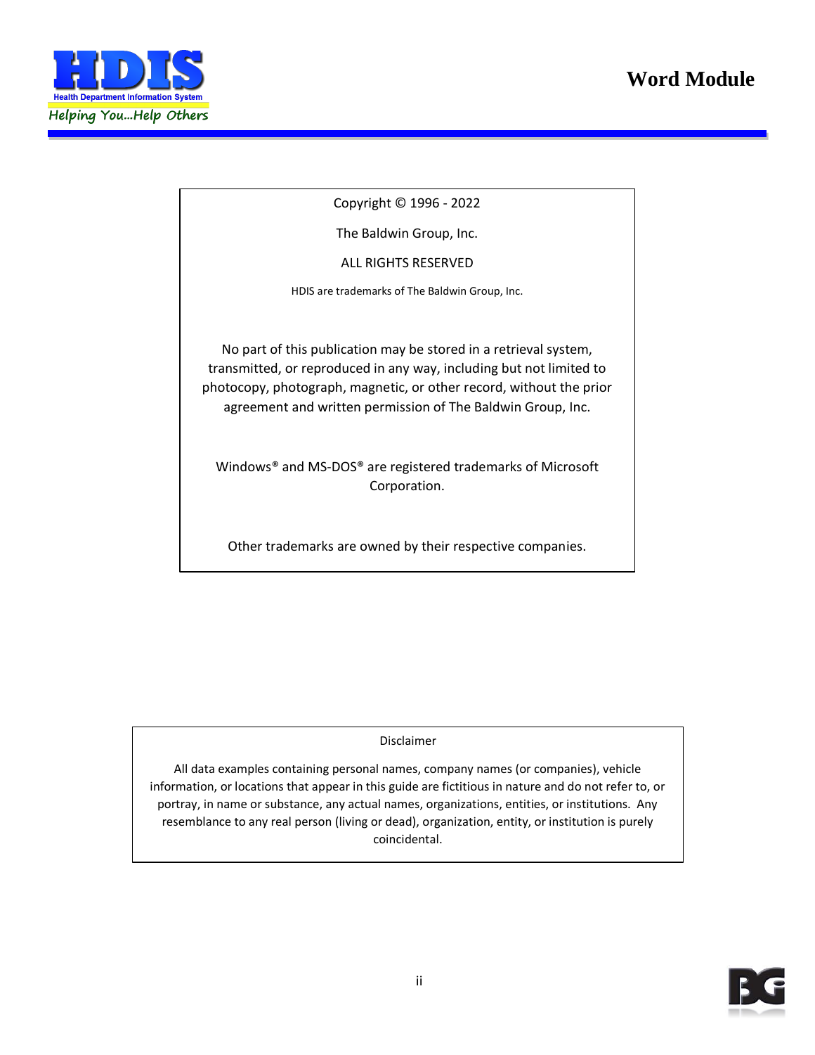Copyright © 1996 - 2022

The Baldwin Group, Inc.

ALL RIGHTS RESERVED

HDIS are trademarks of The Baldwin Group, Inc.

No part of this publication may be stored in a retrieval system, transmitted, or reproduced in any way, including but not limited to photocopy, photograph, magnetic, or other record, without the prior agreement and written permission of The Baldwin Group, Inc.

Windows® and MS-DOS® are registered trademarks of Microsoft Corporation.

Other trademarks are owned by their respective companies.

Disclaimer

All data examples containing personal names, company names (or companies), vehicle information, or locations that appear in this guide are fictitious in nature and do not refer to, or portray, in name or substance, any actual names, organizations, entities, or institutions. Any resemblance to any real person (living or dead), organization, entity, or institution is purely coincidental.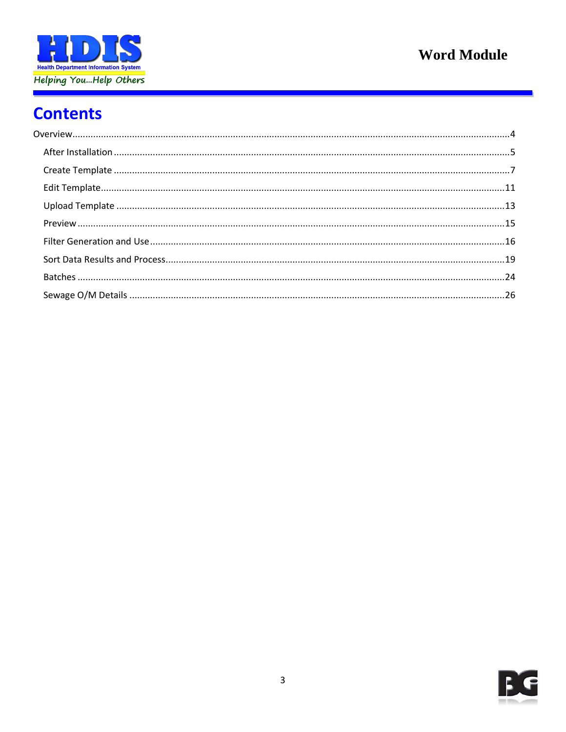# Contents

Overview....................................................................................................................................................4

- After Installation ......................................................................................................................................5
- Create Template ......................................................................................................................................7
- Edit Template.........................................................................................................................................11
- Upload Template ...................................................................................................................................13
- Preview ..................................................................................................................................................15
- Filter Generation and Use.......................................................................................................................16
- Sort Data Results and Process.................................................................................................................19
- Batches ..................................................................................................................................................24
- Sewage O/M Details ..............................................................................................................................26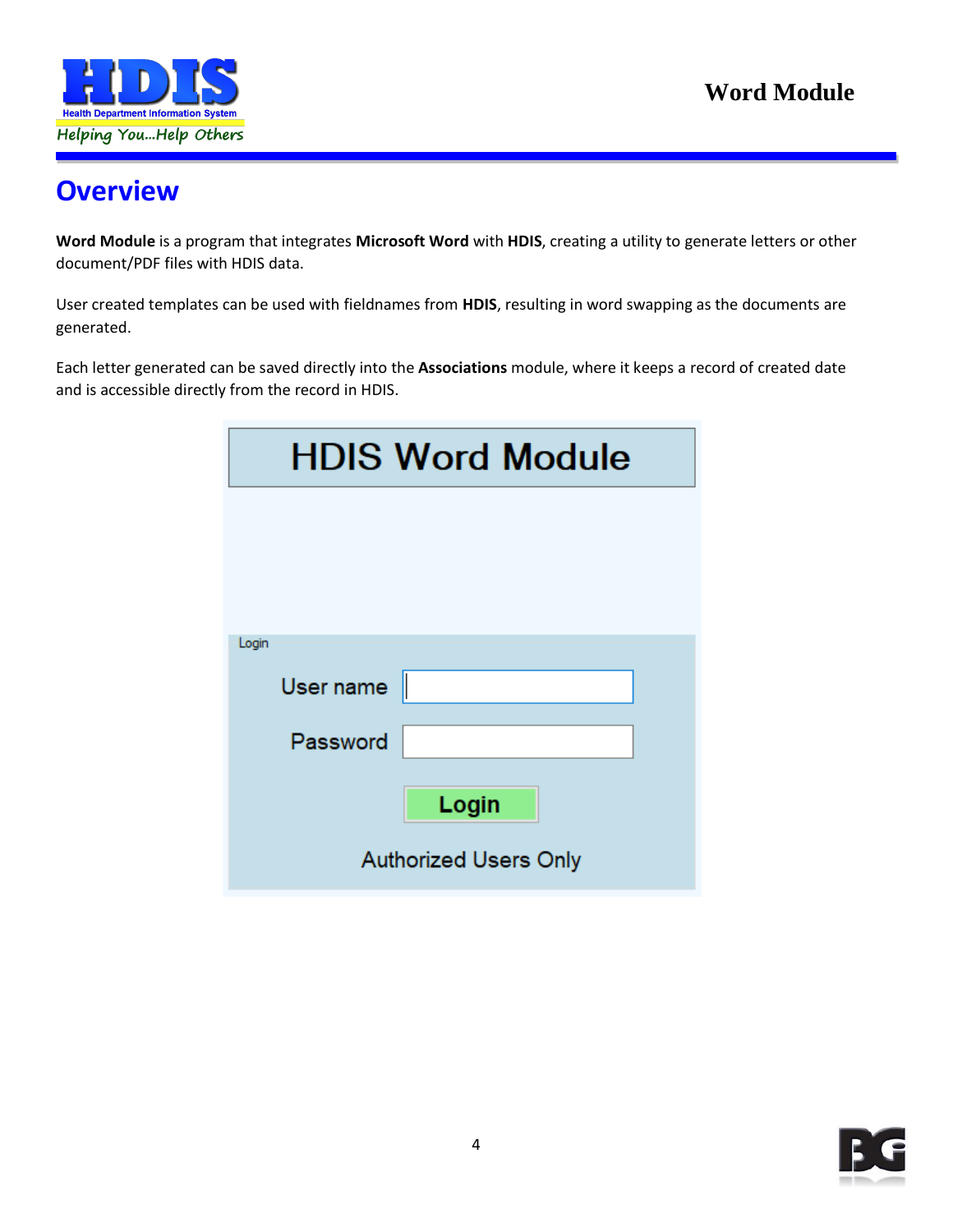# Overview

**Word Module** is a program that integrates **Microsoft Word** with **HDIS**, creating a utility to generate letters or other document/PDF files with HDIS data.

User created templates can be used with fieldnames from **HDIS**, resulting in word swapping as the documents are generated.

Each letter generated can be saved directly into the **Associations** module, where it keeps a record of created date and is accessible directly from the record in HDIS.

HDIS Word Module

Login

User name

Password

Login

Authorized Users Only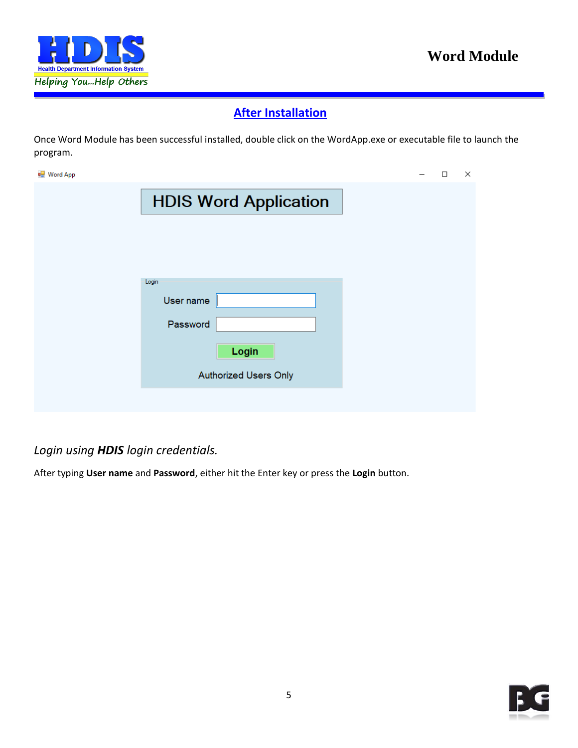## After Installation

Once Word Module has been successful installed, double click on the WordApp.exe or executable file to launch the program.

*Login using **HDIS** login credentials.*

After typing **User name** and **Password**, either hit the Enter key or press the **Login** button.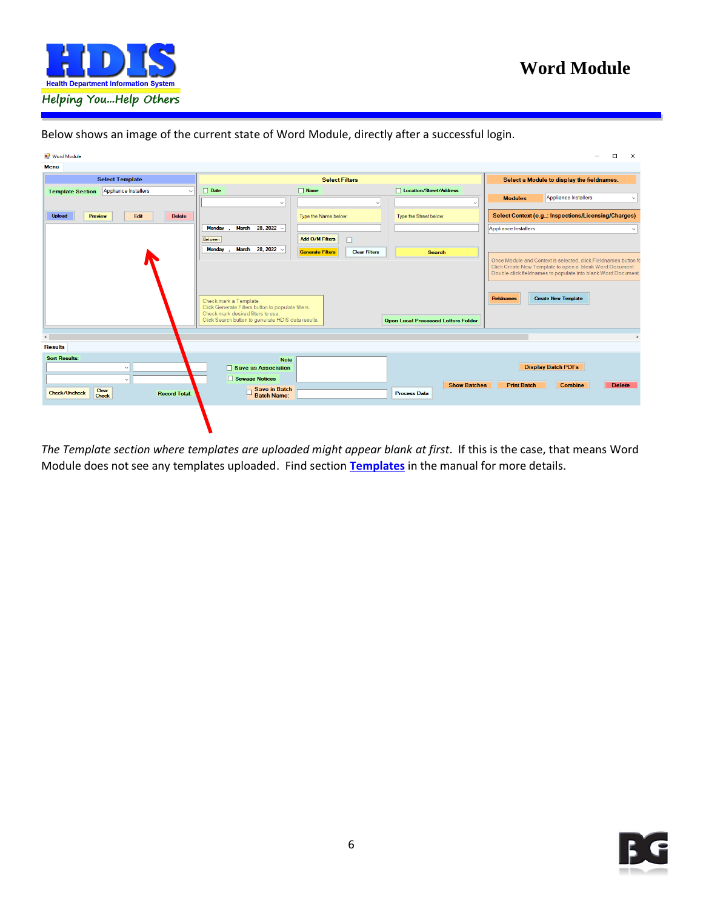Below shows an image of the current state of Word Module, directly after a successful login.

*The Template section where templates are uploaded might appear blank at first*. If this is the case, that means Word Module does not see any templates uploaded. Find section **Templates** in the manual for more details.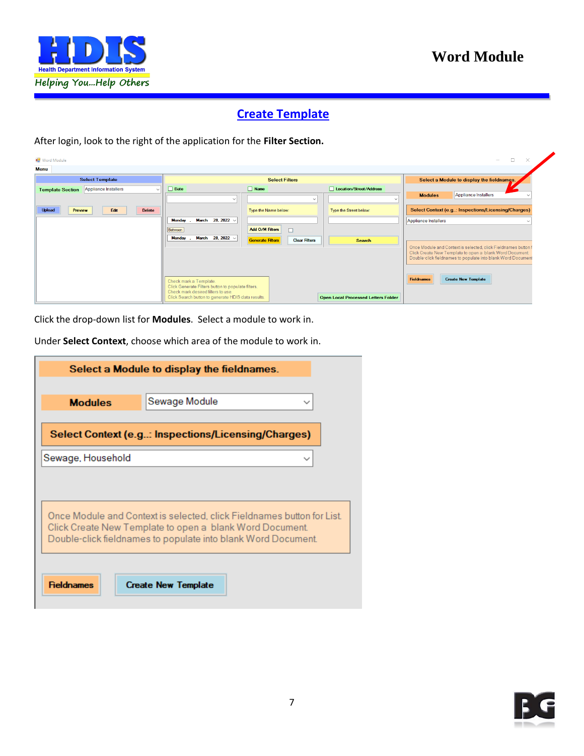## Create Template

After login, look to the right of the application for the **Filter Section.**

Click the drop-down list for **Modules**. Select a module to work in.

Under **Select Context**, choose which area of the module to work in.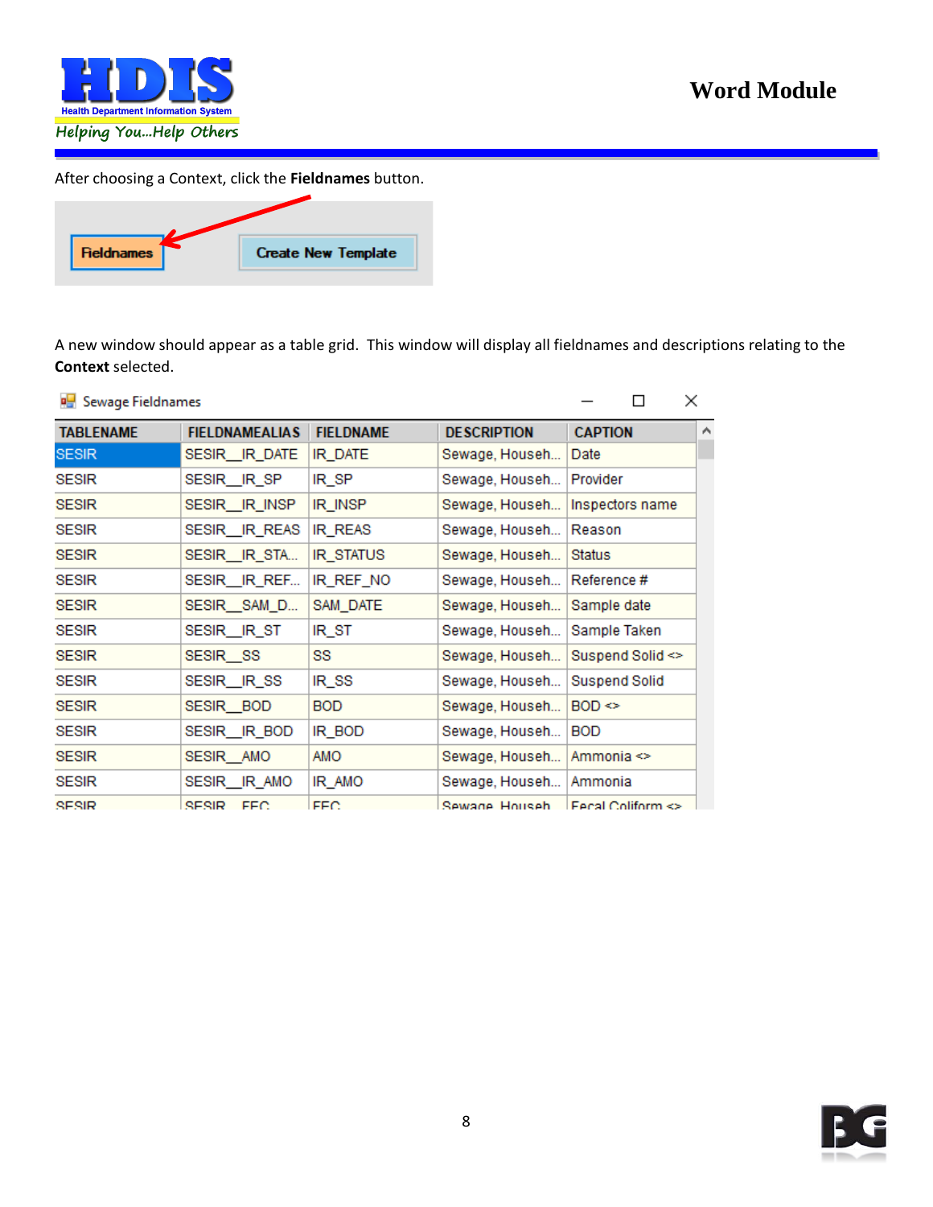After choosing a Context, click the **Fieldnames** button.

A new window should appear as a table grid.  This window will display all fieldnames and descriptions relating to the **Context** selected.

Sewage Fieldnames

| TABLENAME | FIELDNAMEALIAS | FIELDNAME | DESCRIPTION | CAPTION |
|---|---|---|---|---|
| SESIR | SESIR__IR_DATE | IR_DATE | Sewage, Househ... | Date |
| SESIR | SESIR__IR_SP | IR_SP | Sewage, Househ... | Provider |
| SESIR | SESIR__IR_INSP | IR_INSP | Sewage, Househ... | Inspectors name |
| SESIR | SESIR__IR_REAS | IR_REAS | Sewage, Househ... | Reason |
| SESIR | SESIR__IR_STA... | IR_STATUS | Sewage, Househ... | Status |
| SESIR | SESIR__IR_REF... | IR_REF_NO | Sewage, Househ... | Reference # |
| SESIR | SESIR__SAM_D... | SAM_DATE | Sewage, Househ... | Sample date |
| SESIR | SESIR__IR_ST | IR_ST | Sewage, Househ... | Sample Taken |
| SESIR | SESIR__SS | SS | Sewage, Househ... | Suspend Solid <> |
| SESIR | SESIR__IR_SS | IR_SS | Sewage, Househ... | Suspend Solid |
| SESIR | SESIR__BOD | BOD | Sewage, Househ... | BOD <> |
| SESIR | SESIR__IR_BOD | IR_BOD | Sewage, Househ... | BOD |
| SESIR | SESIR__AMO | AMO | Sewage, Househ... | Ammonia <> |
| SESIR | SESIR__IR_AMO | IR_AMO | Sewage, Househ... | Ammonia |
| SESIR | SESIR__FEC | FEC | Sewage, Househ... | Fecal Coliform <> |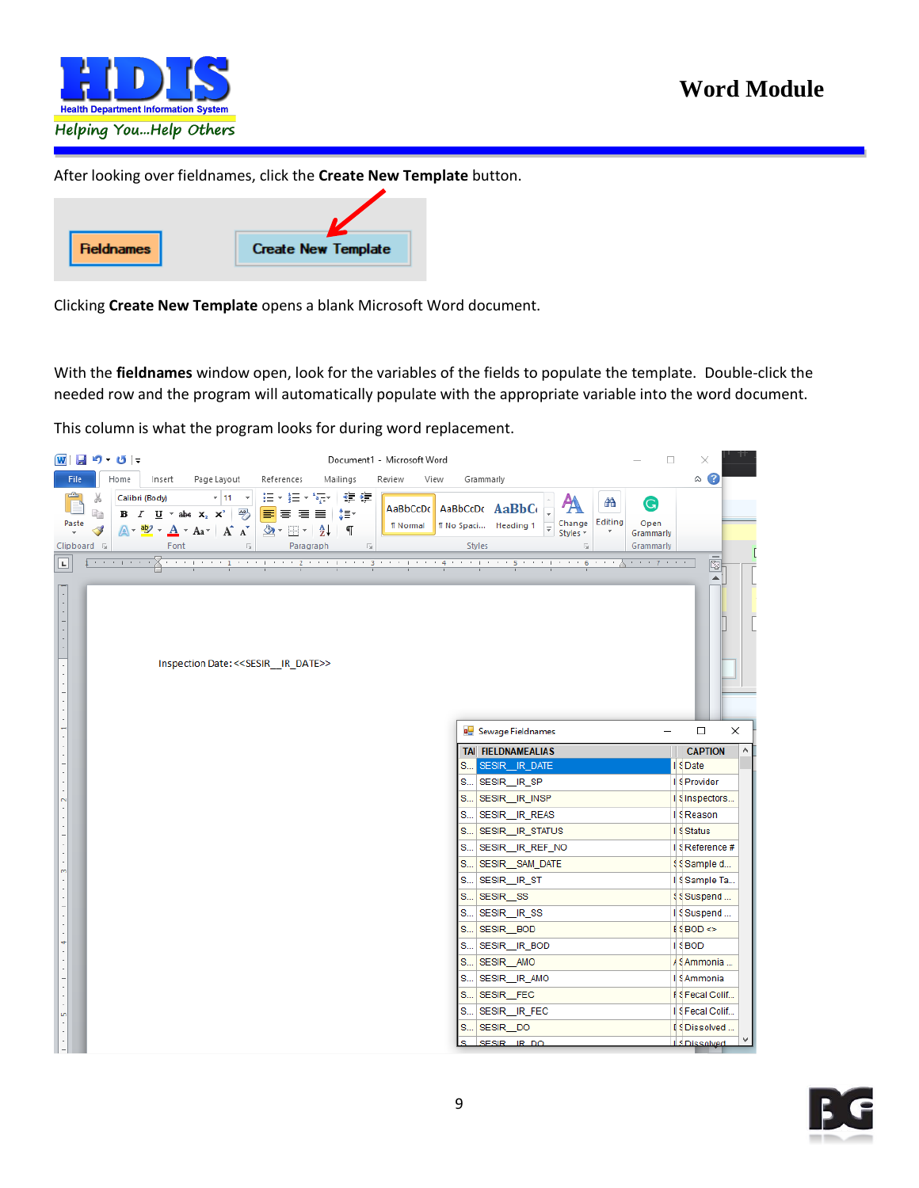After looking over fieldnames, click the **Create New Template** button.

Clicking **Create New Template** opens a blank Microsoft Word document.

With the **fieldnames** window open, look for the variables of the fields to populate the template. Double-click the needed row and the program will automatically populate with the appropriate variable into the word document.

This column is what the program looks for during word replacement.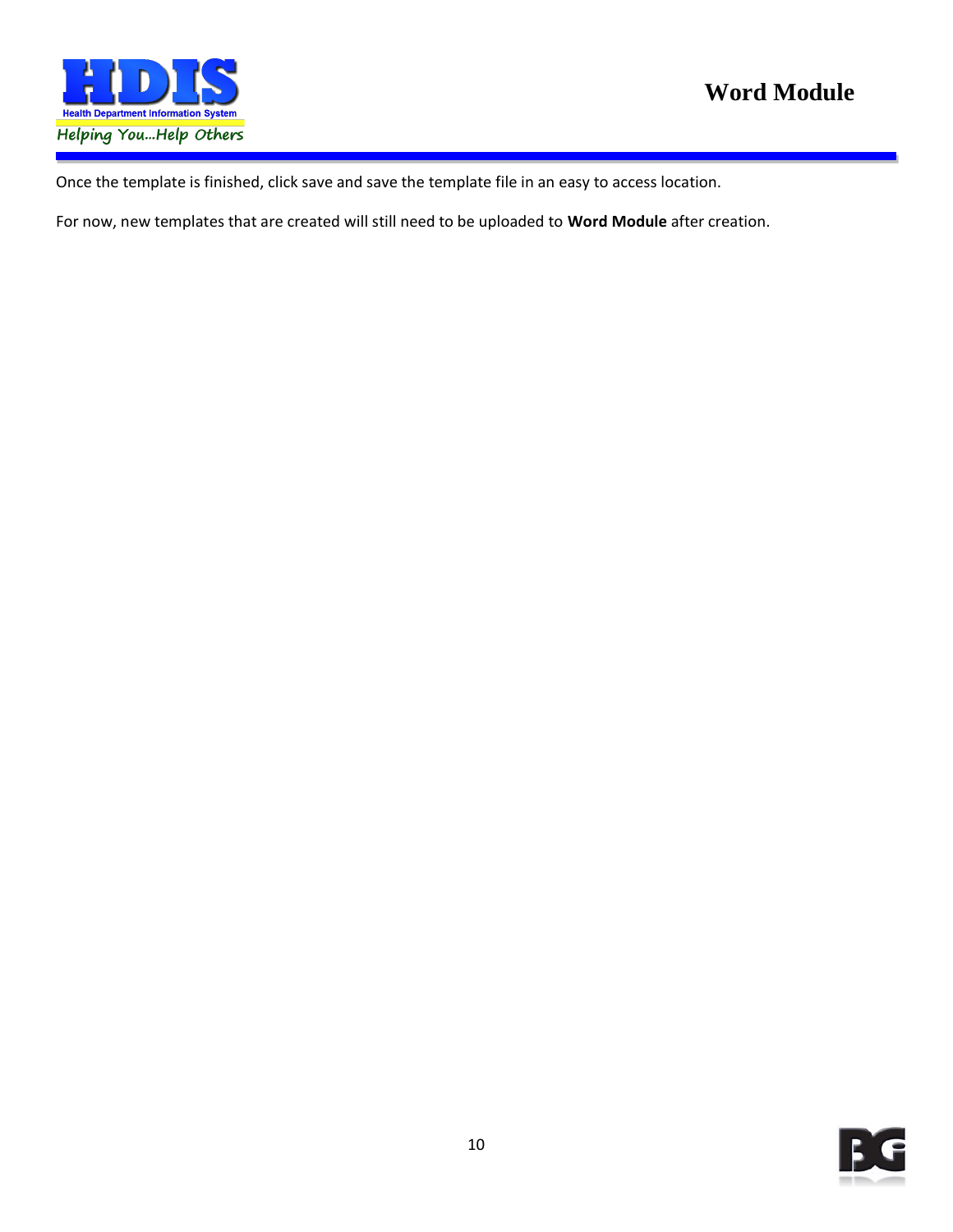Once the template is finished, click save and save the template file in an easy to access location.

For now, new templates that are created will still need to be uploaded to **Word Module** after creation.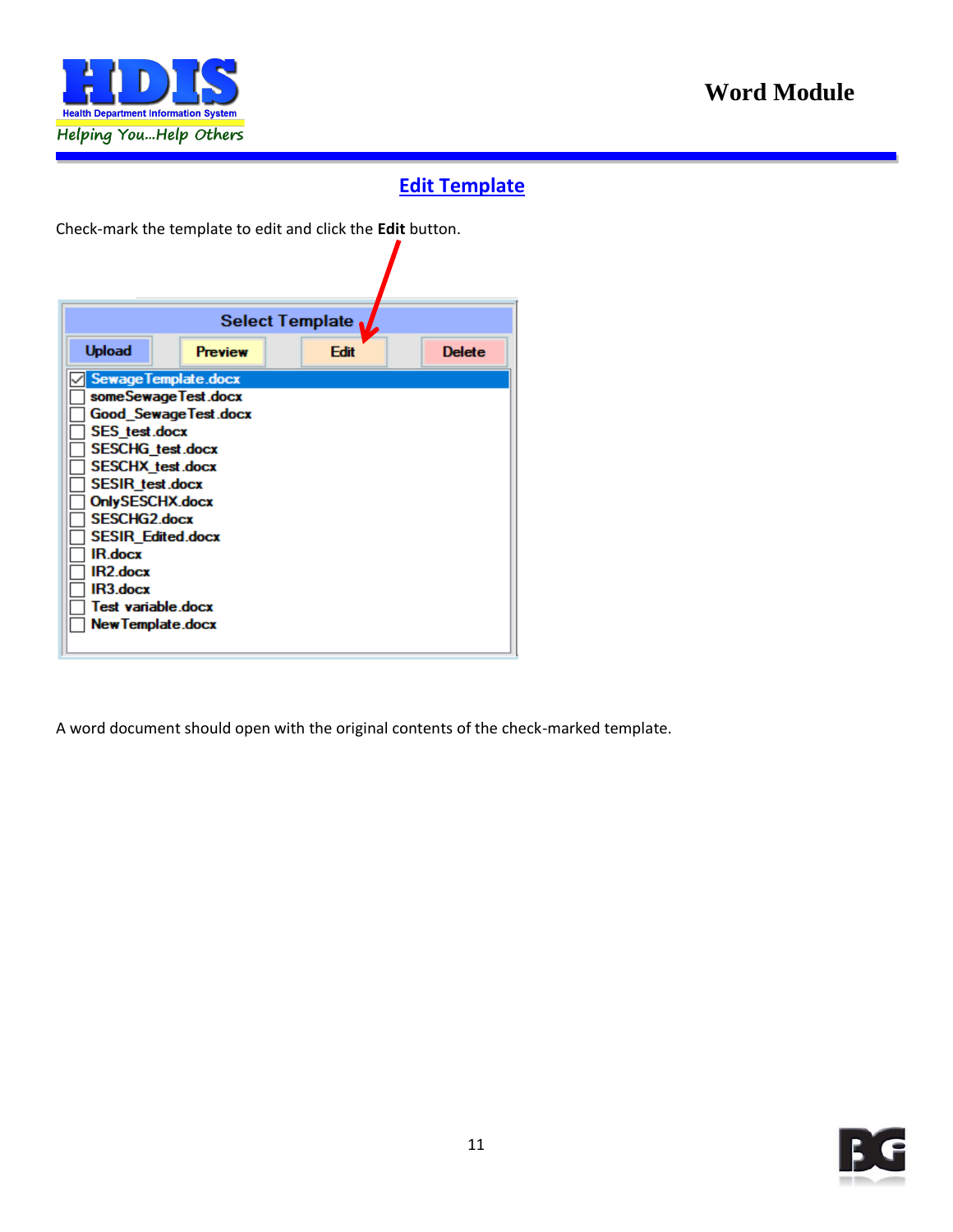## Edit Template

Check-mark the template to edit and click the **Edit** button.

A word document should open with the original contents of the check-marked template.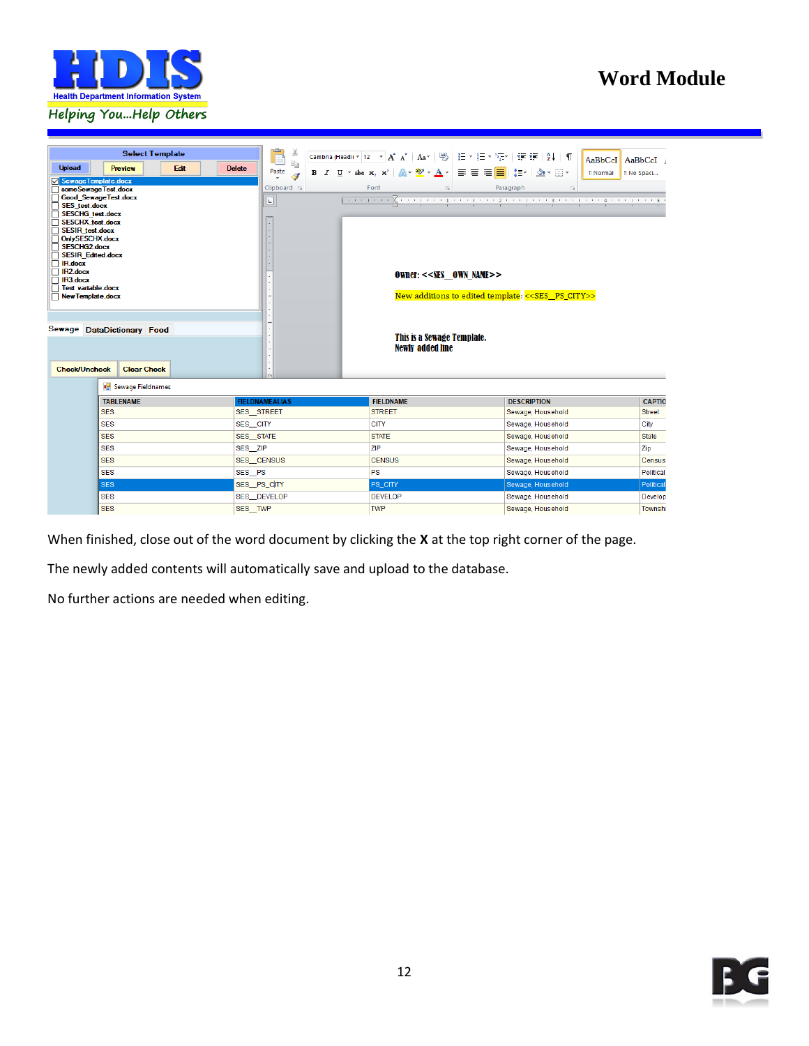When finished, close out of the word document by clicking the **X** at the top right corner of the page.

The newly added contents will automatically save and upload to the database.

No further actions are needed when editing.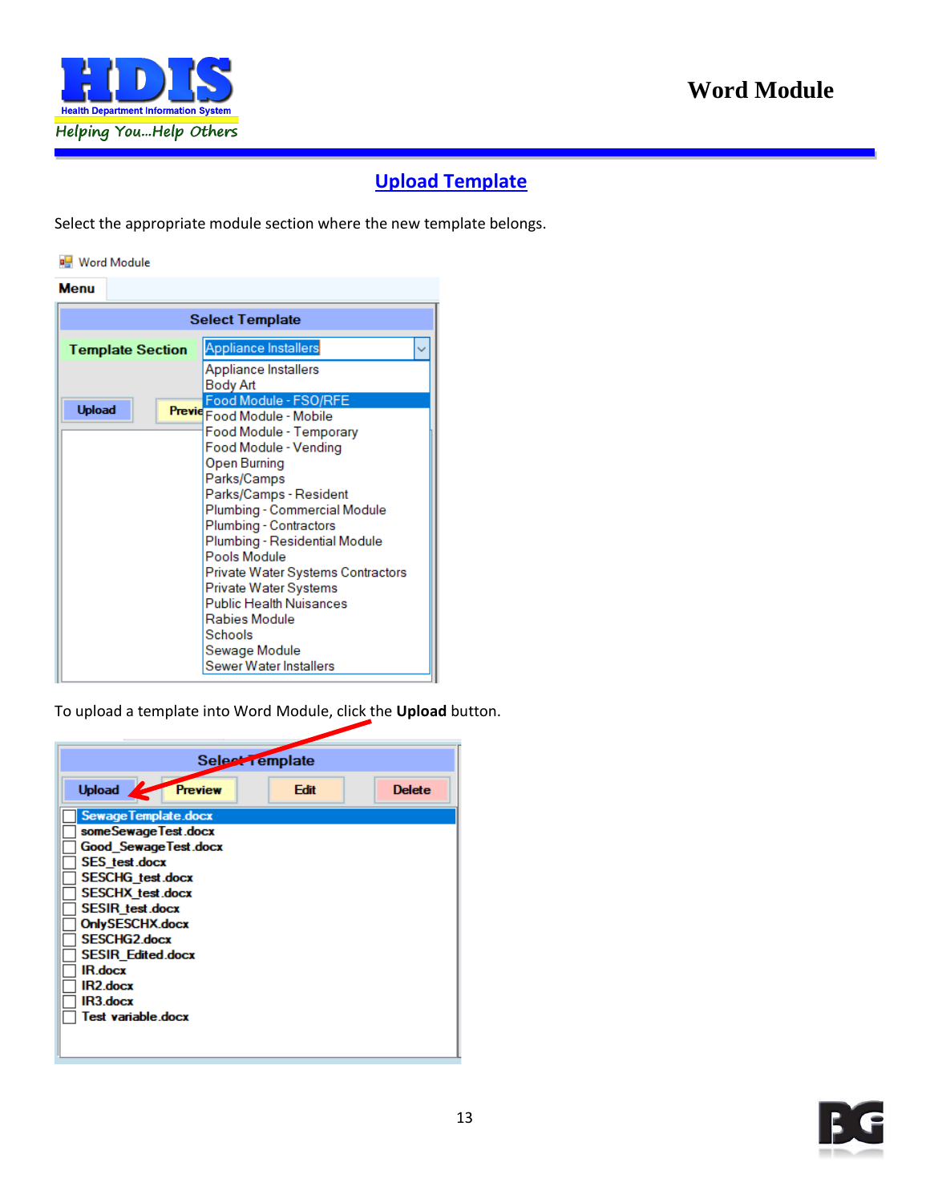## Upload Template

Select the appropriate module section where the new template belongs.

Word Module

Menu

Select Template

Template Section: Appliance Installers

- Appliance Installers
- Body Art
- Food Module - FSO/RFE
- Food Module - Mobile
- Food Module - Temporary
- Food Module - Vending
- Open Burning
- Parks/Camps
- Parks/Camps - Resident
- Plumbing - Commercial Module
- Plumbing - Contractors
- Plumbing - Residential Module
- Pools Module
- Private Water Systems Contractors
- Private Water Systems
- Public Health Nuisances
- Rabies Module
- Schools
- Sewage Module
- Sewer Water Installers

To upload a template into Word Module, click the **Upload** button.

Select Template

Upload | Preview | Edit | Delete

- SewageTemplate.docx
- someSewageTest.docx
- Good_SewageTest.docx
- SES_test.docx
- SESCHG_test.docx
- SESCHX_test.docx
- SESIR_test.docx
- OnlySESCHX.docx
- SESCHG2.docx
- SESIR_Edited.docx
- IR.docx
- IR2.docx
- IR3.docx
- Test variable.docx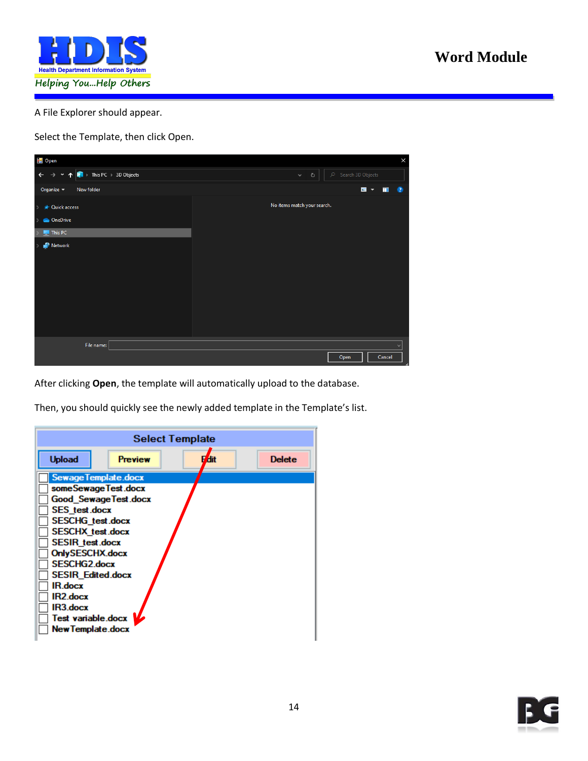A File Explorer should appear.

Select the Template, then click Open.

After clicking **Open**, the template will automatically upload to the database.

Then, you should quickly see the newly added template in the Template's list.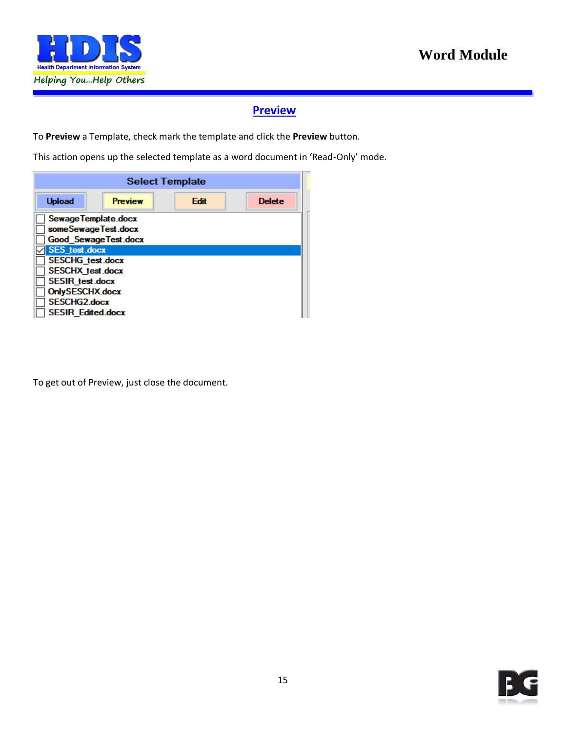## Preview

To **Preview** a Template, check mark the template and click the **Preview** button.

This action opens up the selected template as a word document in 'Read-Only' mode.

To get out of Preview, just close the document.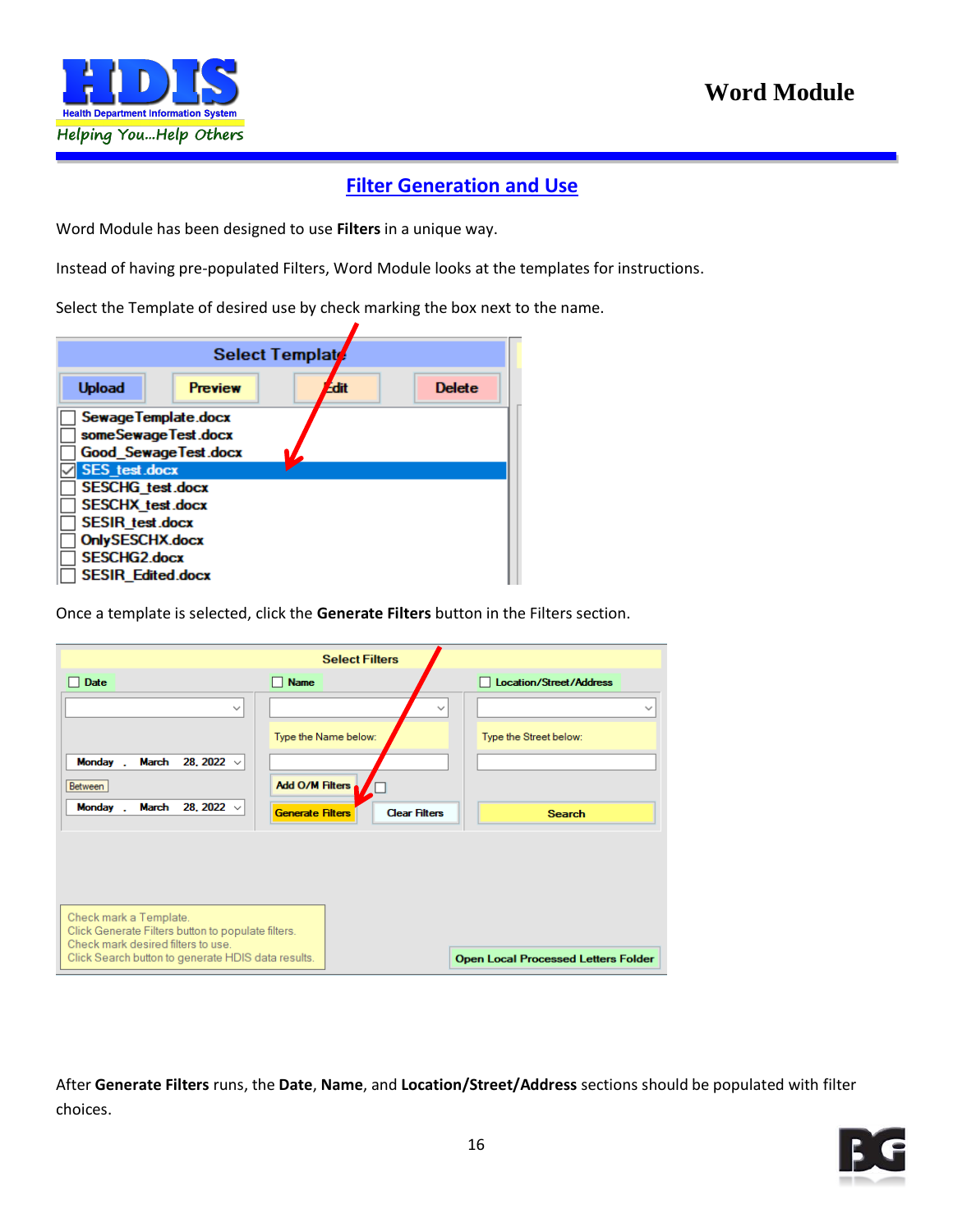## Filter Generation and Use

Word Module has been designed to use **Filters** in a unique way.

Instead of having pre-populated Filters, Word Module looks at the templates for instructions.

Select the Template of desired use by check marking the box next to the name.

Once a template is selected, click the **Generate Filters** button in the Filters section.

After **Generate Filters** runs, the **Date**, **Name**, and **Location/Street/Address** sections should be populated with filter choices.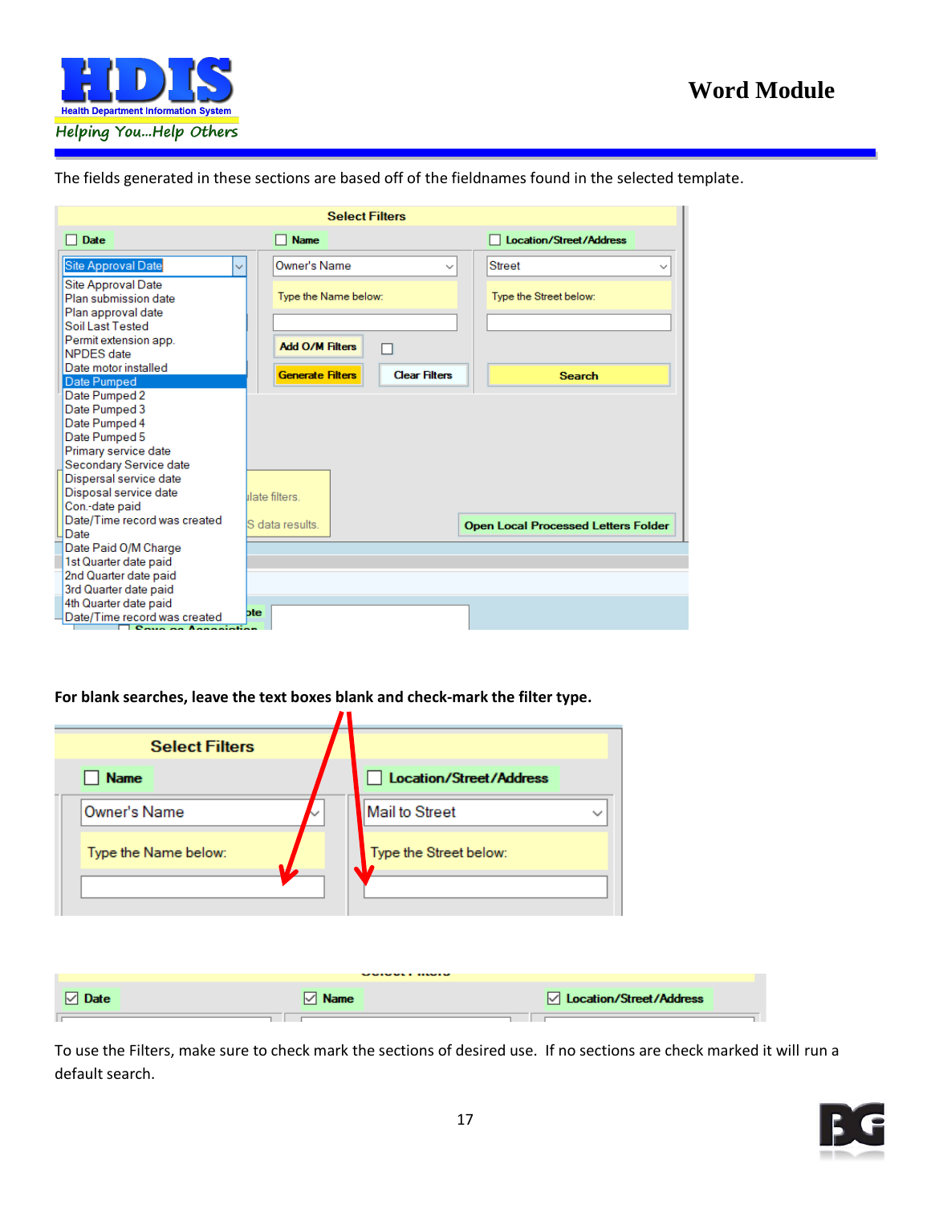The fields generated in these sections are based off of the fieldnames found in the selected template.

**For blank searches, leave the text boxes blank and check-mark the filter type.**

To use the Filters, make sure to check mark the sections of desired use. If no sections are check marked it will run a default search.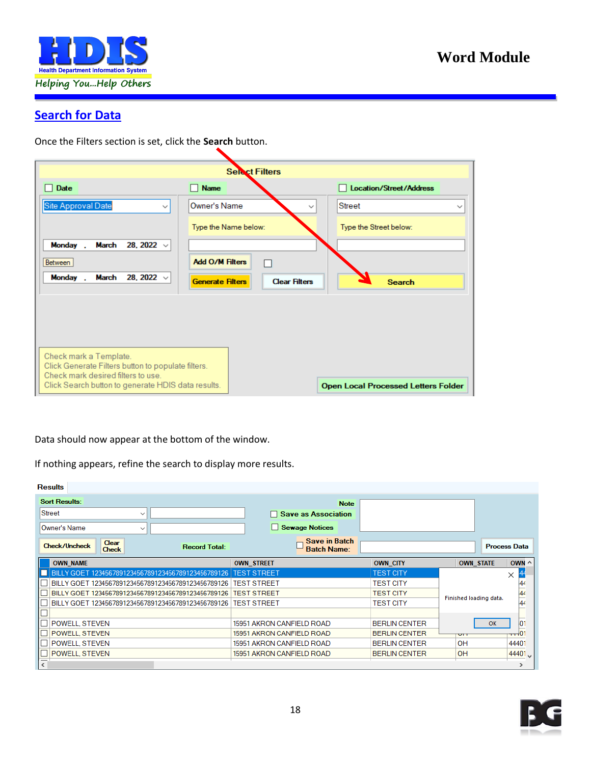## Search for Data

Once the Filters section is set, click the **Search** button.

Data should now appear at the bottom of the window.

If nothing appears, refine the search to display more results.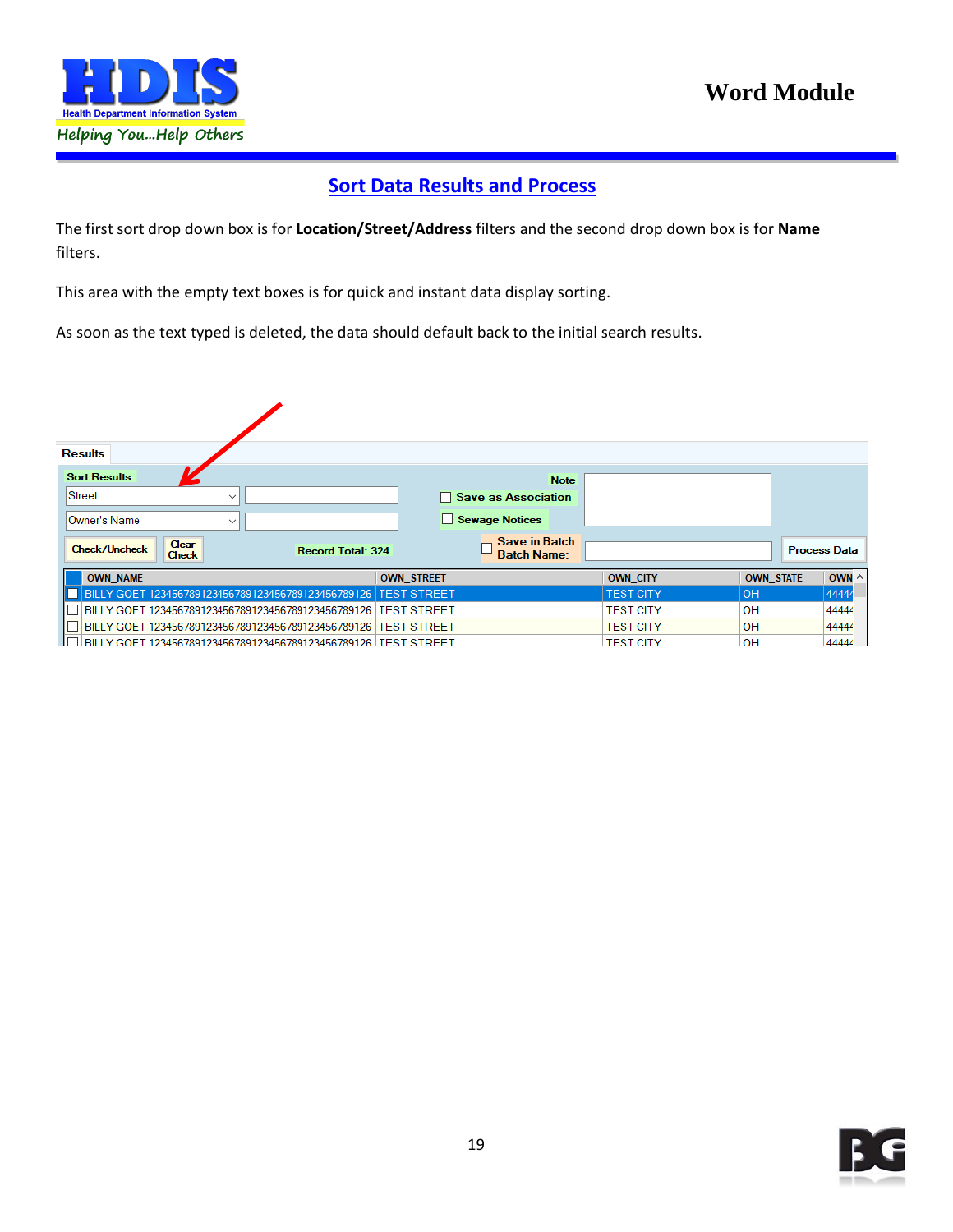## Sort Data Results and Process

The first sort drop down box is for **Location/Street/Address** filters and the second drop down box is for **Name** filters.

This area with the empty text boxes is for quick and instant data display sorting.

As soon as the text typed is deleted, the data should default back to the initial search results.

Results

Sort Results:

Street

Owner's Name

Check/Uncheck | Clear Check | Record Total: 324

Note

Save as Association

Sewage Notices

Save in Batch Batch Name:

Process Data

| | OWN_NAME | OWN_STREET | OWN_CITY | OWN_STATE | OWN |
|---|---|---|---|---|---|
| ☐ | BILLY GOET 123456789123456789123456789123456789126 | TEST STREET | TEST CITY | OH | 44444 |
| ☐ | BILLY GOET 123456789123456789123456789123456789126 | TEST STREET | TEST CITY | OH | 44444 |
| ☐ | BILLY GOET 123456789123456789123456789123456789126 | TEST STREET | TEST CITY | OH | 44444 |
| ☐ | BILLY GOET 123456789123456789123456789123456789126 | TEST STREET | TEST CITY | OH | 44444 |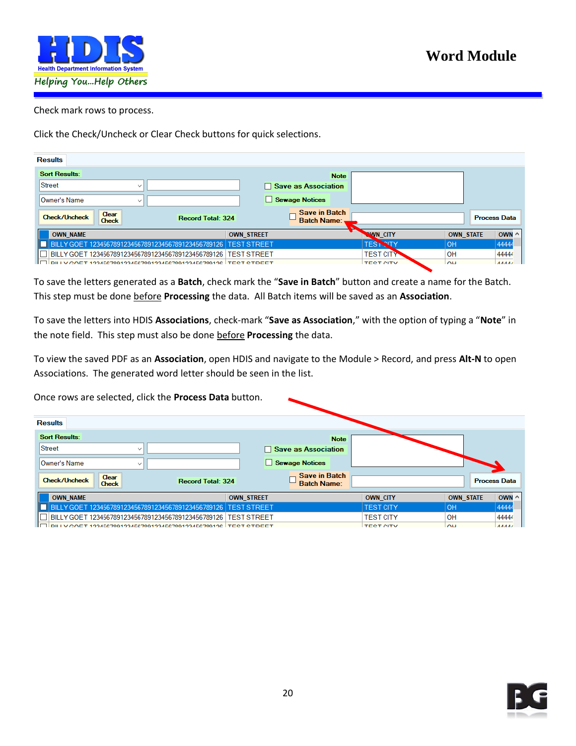Check mark rows to process.

Click the Check/Uncheck or Clear Check buttons for quick selections.

To save the letters generated as a **Batch**, check mark the "**Save in Batch**" button and create a name for the Batch. This step must be done <u>before</u> **Processing** the data. All Batch items will be saved as an **Association**.

To save the letters into HDIS **Associations**, check-mark "**Save as Association**," with the option of typing a "**Note**" in the note field. This step must also be done <u>before</u> **Processing** the data.

To view the saved PDF as an **Association**, open HDIS and navigate to the Module > Record, and press **Alt-N** to open Associations. The generated word letter should be seen in the list.

Once rows are selected, click the **Process Data** button.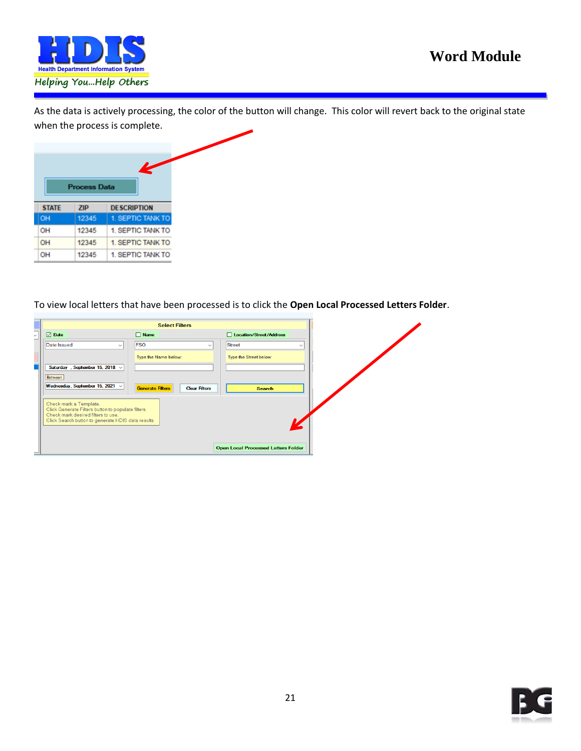As the data is actively processing, the color of the button will change. This color will revert back to the original state when the process is complete.

To view local letters that have been processed is to click the **Open Local Processed Letters Folder**.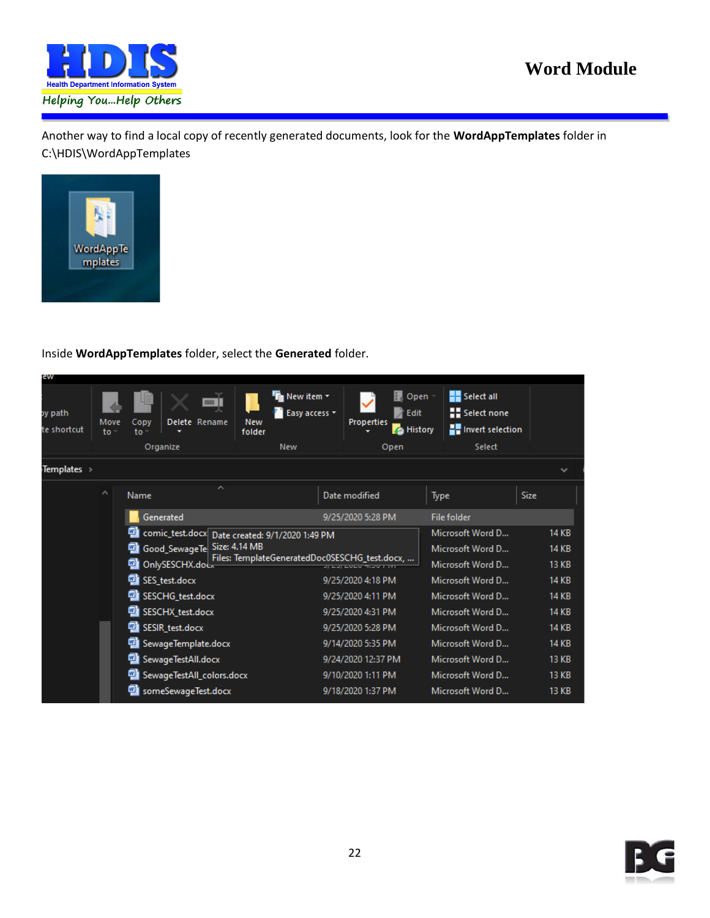Another way to find a local copy of recently generated documents, look for the **WordAppTemplates** folder in C:\HDIS\WordAppTemplates

Inside **WordAppTemplates** folder, select the **Generated** folder.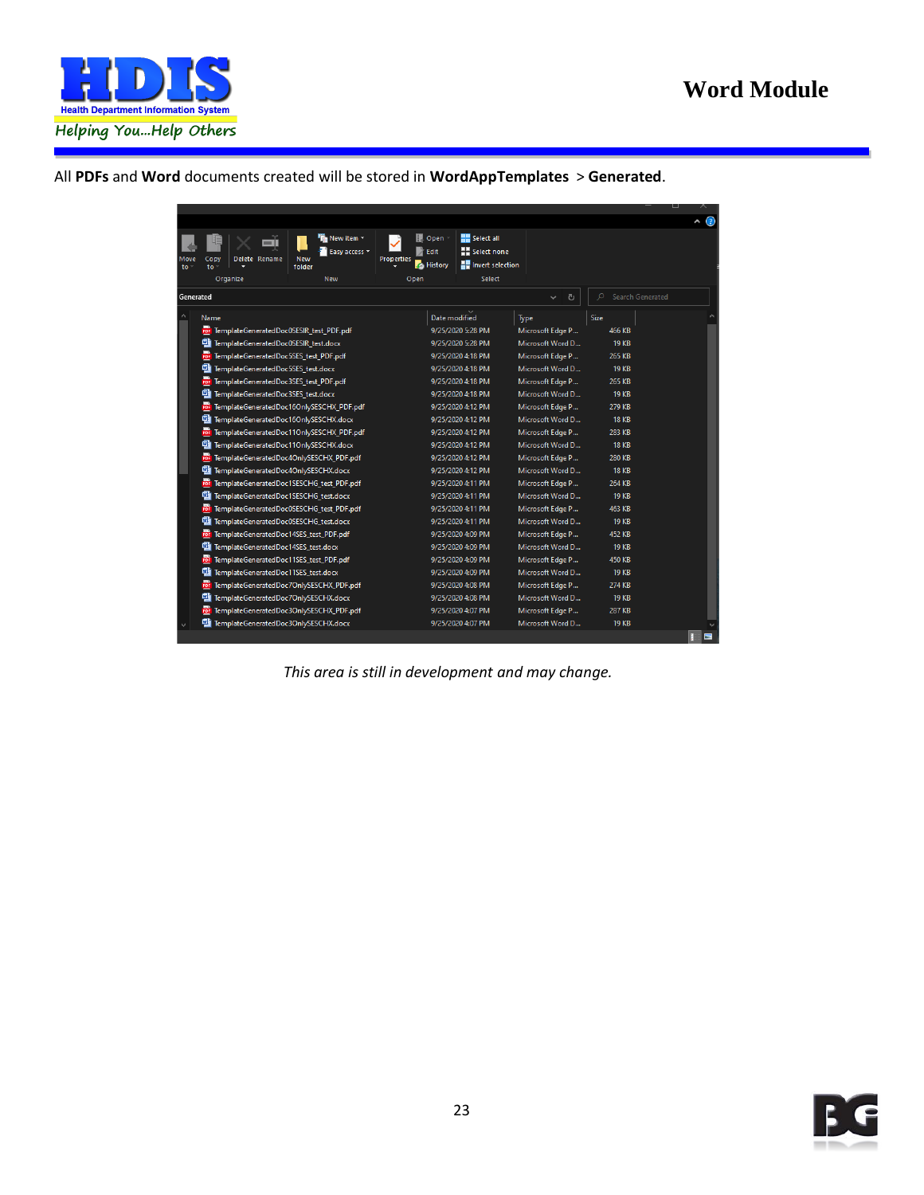All **PDFs** and **Word** documents created will be stored in **WordAppTemplates** > **Generated**.

| Name | Date modified | Type | Size |
| --- | --- | --- | --- |
| TemplateGeneratedDoc0SESIR_test_PDF.pdf | 9/25/2020 5:28 PM | Microsoft Edge P... | 466 KB |
| TemplateGeneratedDoc0SESIR_test.docx | 9/25/2020 5:28 PM | Microsoft Word D... | 19 KB |
| TemplateGeneratedDoc5SES_test_PDF.pdf | 9/25/2020 4:18 PM | Microsoft Edge P... | 265 KB |
| TemplateGeneratedDoc5SES_test.docx | 9/25/2020 4:18 PM | Microsoft Word D... | 19 KB |
| TemplateGeneratedDoc3SES_test_PDF.pdf | 9/25/2020 4:18 PM | Microsoft Edge P... | 265 KB |
| TemplateGeneratedDoc3SES_test.docx | 9/25/2020 4:18 PM | Microsoft Word D... | 19 KB |
| TemplateGeneratedDoc16OnlySESCHX_PDF.pdf | 9/25/2020 4:12 PM | Microsoft Edge P... | 279 KB |
| TemplateGeneratedDoc16OnlySESCHX.docx | 9/25/2020 4:12 PM | Microsoft Word D... | 18 KB |
| TemplateGeneratedDoc11OnlySESCHX_PDF.pdf | 9/25/2020 4:12 PM | Microsoft Edge P... | 283 KB |
| TemplateGeneratedDoc11OnlySESCHX.docx | 9/25/2020 4:12 PM | Microsoft Word D... | 18 KB |
| TemplateGeneratedDoc4OnlySESCHX_PDF.pdf | 9/25/2020 4:12 PM | Microsoft Edge P... | 280 KB |
| TemplateGeneratedDoc4OnlySESCHX.docx | 9/25/2020 4:12 PM | Microsoft Word D... | 18 KB |
| TemplateGeneratedDoc1SESCHG_test_PDF.pdf | 9/25/2020 4:11 PM | Microsoft Edge P... | 264 KB |
| TemplateGeneratedDoc1SESCHG_test.docx | 9/25/2020 4:11 PM | Microsoft Word D... | 19 KB |
| TemplateGeneratedDoc0SESCHG_test_PDF.pdf | 9/25/2020 4:11 PM | Microsoft Edge P... | 463 KB |
| TemplateGeneratedDoc0SESCHG_test.docx | 9/25/2020 4:11 PM | Microsoft Word D... | 19 KB |
| TemplateGeneratedDoc14SES_test_PDF.pdf | 9/25/2020 4:09 PM | Microsoft Edge P... | 452 KB |
| TemplateGeneratedDoc14SES_test.docx | 9/25/2020 4:09 PM | Microsoft Word D... | 19 KB |
| TemplateGeneratedDoc11SES_test_PDF.pdf | 9/25/2020 4:09 PM | Microsoft Edge P... | 450 KB |
| TemplateGeneratedDoc11SES_test.docx | 9/25/2020 4:09 PM | Microsoft Word D... | 19 KB |
| TemplateGeneratedDoc7OnlySESCHX_PDF.pdf | 9/25/2020 4:08 PM | Microsoft Edge P... | 274 KB |
| TemplateGeneratedDoc7OnlySESCHX.docx | 9/25/2020 4:08 PM | Microsoft Word D... | 19 KB |
| TemplateGeneratedDoc3OnlySESCHX_PDF.pdf | 9/25/2020 4:07 PM | Microsoft Edge P... | 287 KB |
| TemplateGeneratedDoc3OnlySESCHX.docx | 9/25/2020 4:07 PM | Microsoft Word D... | 19 KB |

*This area is still in development and may change.*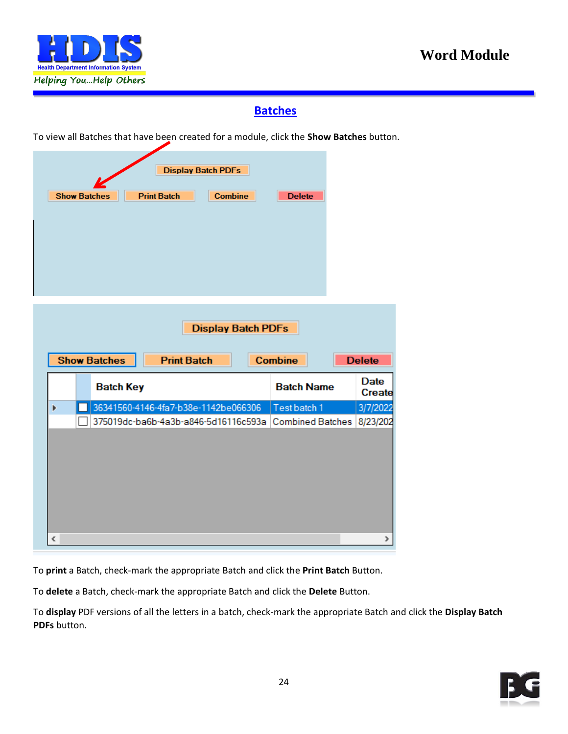## Batches

To view all Batches that have been created for a module, click the **Show Batches** button.

To **print** a Batch, check-mark the appropriate Batch and click the **Print Batch** Button.

To **delete** a Batch, check-mark the appropriate Batch and click the **Delete** Button.

To **display** PDF versions of all the letters in a batch, check-mark the appropriate Batch and click the **Display Batch PDFs** button.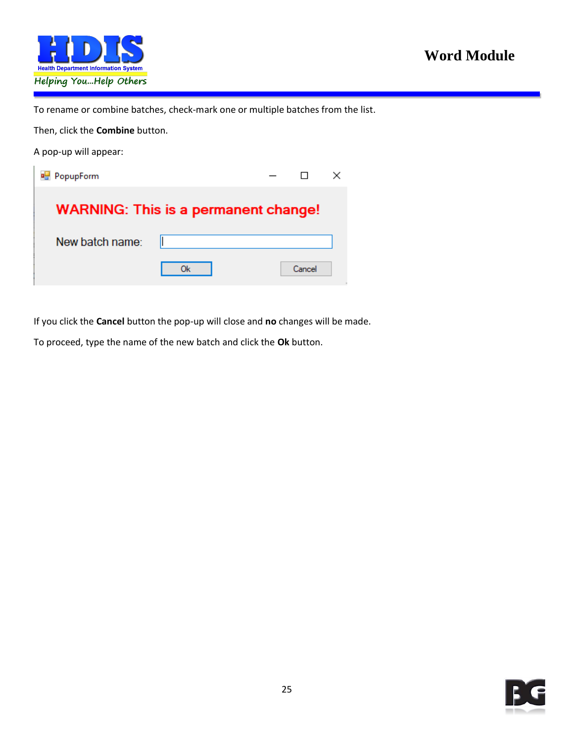To rename or combine batches, check-mark one or multiple batches from the list.

Then, click the **Combine** button.

A pop-up will appear:

If you click the **Cancel** button the pop-up will close and **no** changes will be made.

To proceed, type the name of the new batch and click the **Ok** button.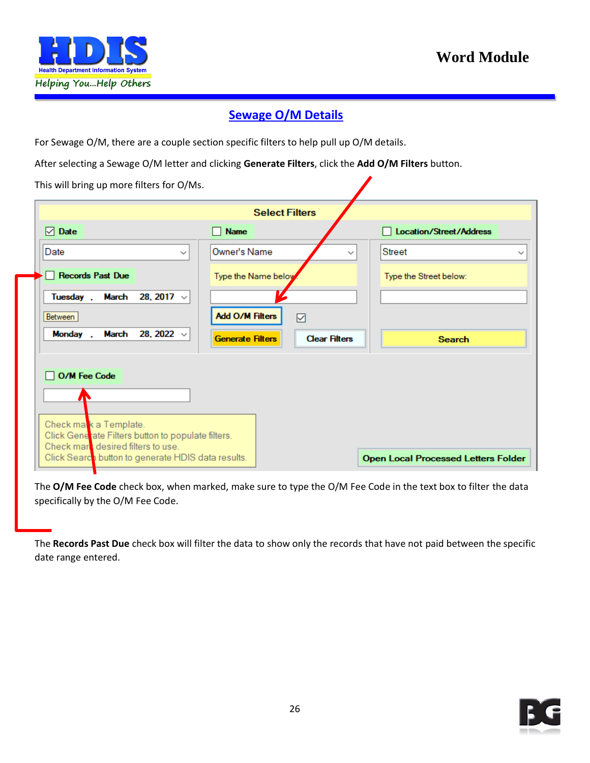## Sewage O/M Details

For Sewage O/M, there are a couple section specific filters to help pull up O/M details.

After selecting a Sewage O/M letter and clicking **Generate Filters**, click the **Add O/M Filters** button.

This will bring up more filters for O/Ms.

The **O/M Fee Code** check box, when marked, make sure to type the O/M Fee Code in the text box to filter the data specifically by the O/M Fee Code.

The **Records Past Due** check box will filter the data to show only the records that have not paid between the specific date range entered.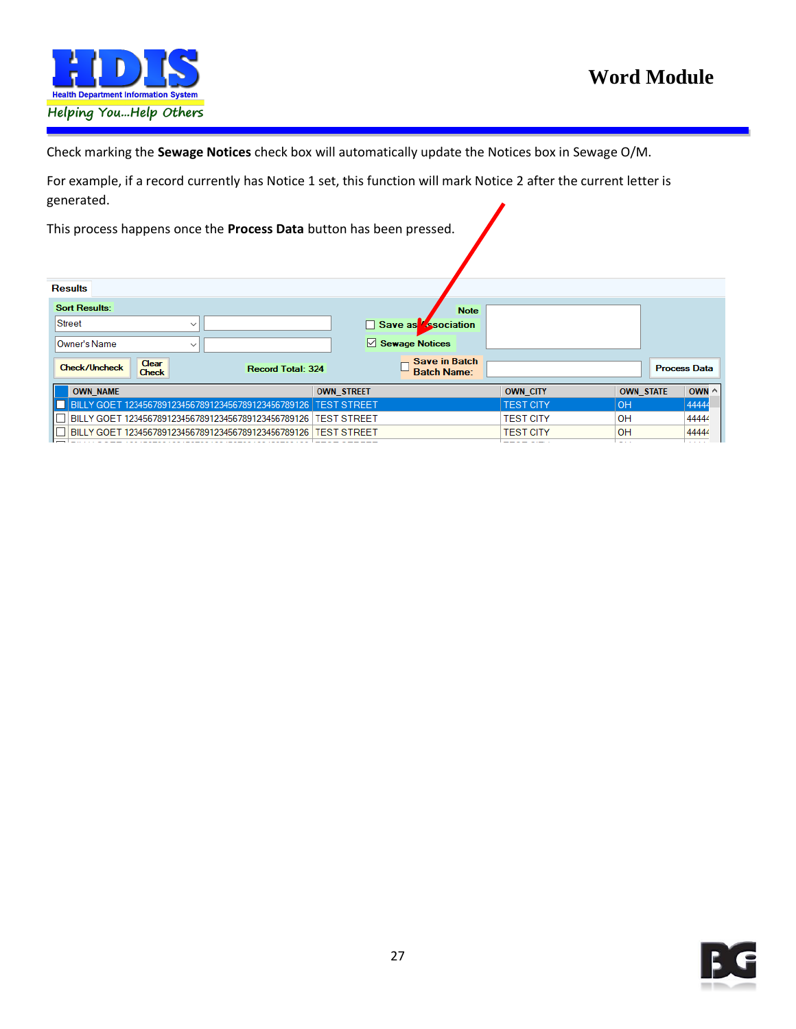Check marking the **Sewage Notices** check box will automatically update the Notices box in Sewage O/M.

For example, if a record currently has Notice 1 set, this function will mark Notice 2 after the current letter is generated.

This process happens once the **Process Data** button has been pressed.